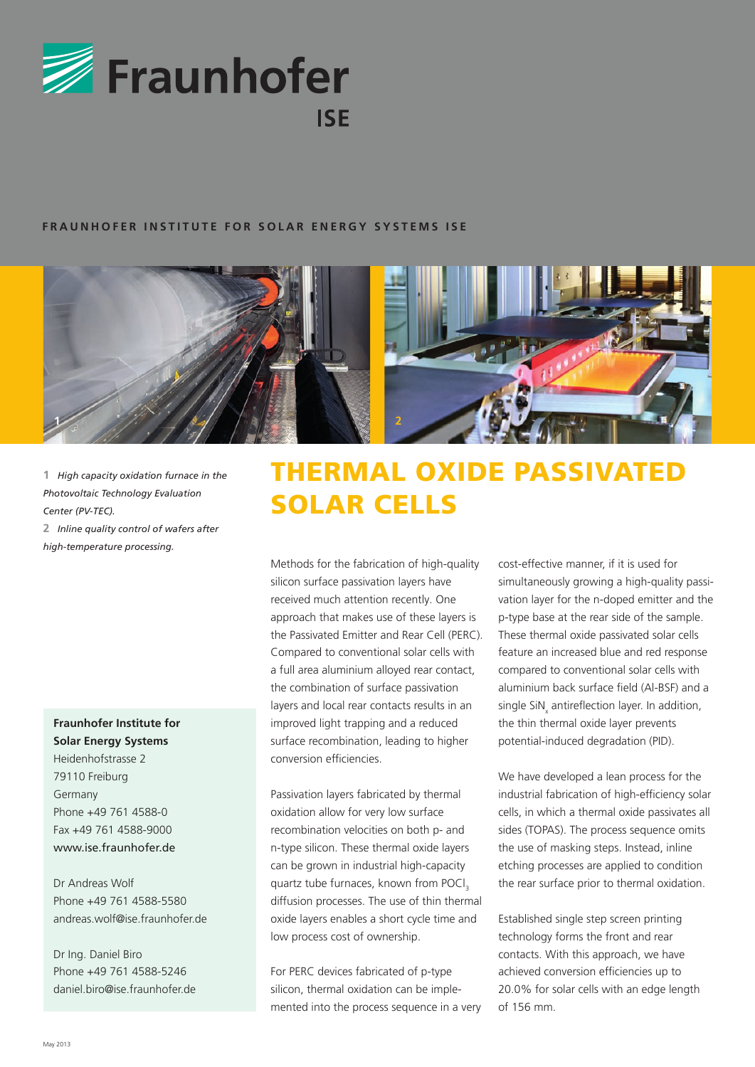# Fraunhofer ISE

**FRAUNHOFER INSTITUTE FOR SOLAR ENERGY SYSTEMS ISE**

**1** *High capacity oxidation furnace in the Photovoltaic Technology Evaluation Center (PV-TEC).*

**2** *Inline quality control of wafers after high-temperature processing.*

# THERMAL OXIDE PASSIVATED SOLAR CELLS

Methods for the fabrication of high-quality silicon surface passivation layers have received much attention recently. One approach that makes use of these layers is the Passivated Emitter and Rear Cell (PERC). Compared to conventional solar cells with a full area aluminium alloyed rear contact, the combination of surface passivation layers and local rear contacts results in an improved light trapping and a reduced surface recombination, leading to higher conversion efficiencies.

Passivation layers fabricated by thermal oxidation allow for very low surface recombination velocities on both p- and n-type silicon. These thermal oxide layers can be grown in industrial high-capacity quartz tube furnaces, known from $POCl_3$ diffusion processes. The use of thin thermal oxide layers enables a short cycle time and low process cost of ownership.

For PERC devices fabricated of p-type silicon, thermal oxidation can be implemented into the process sequence in a very cost-effective manner, if it is used for simultaneously growing a high-quality passivation layer for the n-doped emitter and the p-type base at the rear side of the sample. These thermal oxide passivated solar cells feature an increased blue and red response compared to conventional solar cells with aluminium back surface field (Al-BSF) and a single $SiN_x$ antireflection layer. In addition, the thin thermal oxide layer prevents potential-induced degradation (PID).

We have developed a lean process for the industrial fabrication of high-efficiency solar cells, in which a thermal oxide passivates all sides (TOPAS). The process sequence omits the use of masking steps. Instead, inline etching processes are applied to condition the rear surface prior to thermal oxidation.

Established single step screen printing technology forms the front and rear contacts. With this approach, we have achieved conversion efficiencies up to 20.0% for solar cells with an edge length of 156 mm.

**Fraunhofer Institute for Solar Energy Systems**
Heidenhofstrasse 2
79110 Freiburg
Germany
Phone +49 761 4588-0
Fax +49 761 4588-9000
www.ise.fraunhofer.de

Dr Andreas Wolf
Phone +49 761 4588-5580
andreas.wolf@ise.fraunhofer.de

Dr Ing. Daniel Biro
Phone +49 761 4588-5246
daniel.biro@ise.fraunhofer.de

May 2013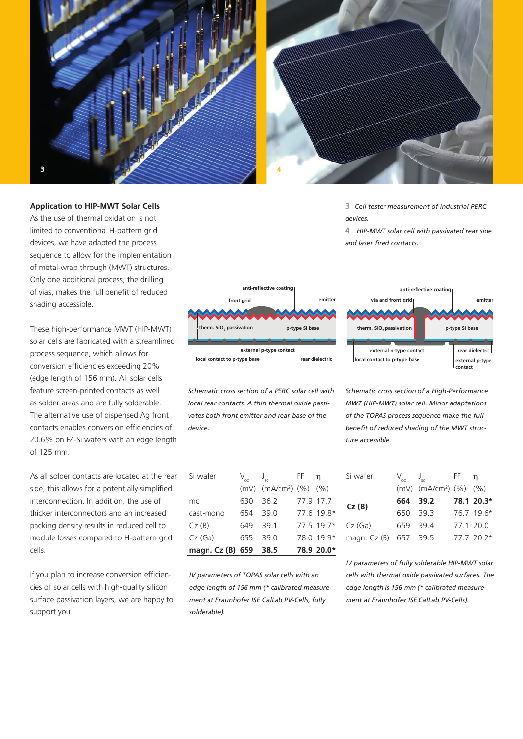## Application to HIP-MWT Solar Cells

As the use of thermal oxidation is not limited to conventional H-pattern grid devices, we have adapted the process sequence to allow for the implementation of metal-wrap through (MWT) structures. Only one additional process, the drilling of vias, makes the full benefit of reduced shading accessible.

These high-performance MWT (HIP-MWT) solar cells are fabricated with a streamlined process sequence, which allows for conversion efficiencies exceeding 20% (edge length of 156 mm). All solar cells feature screen-printed contacts as well as solder areas and are fully solderable. The alternative use of dispensed Ag front contacts enables conversion efficiencies of 20.6% on FZ-Si wafers with an edge length of 125 mm.

As all solder contacts are located at the rear side, this allows for a potentially simplified interconnection. In addition, the use of thicker interconnectors and an increased packing density results in reduced cell to module losses compared to H-pattern grid cells.

If you plan to increase conversion efficiencies of solar cells with high-quality silicon surface passivation layers, we are happy to support you.

*3 Cell tester measurement of industrial PERC devices.*

*4 HIP-MWT solar cell with passivated rear side and laser fired contacts.*

anti-reflective coating
front grid
emitter
therm. $SiO_2$ passivation
p-type Si base
external p-type contact
local contact to p-type base
rear dielectric

*Schematic cross section of a PERC solar cell with local rear contacts. A thin thermal oxide passivates both front emitter and rear base of the device.*

anti-reflective coating
via and front grid
emitter
therm. $SiO_2$ passivation
p-type Si base
external n-type contact
local contact to p-type base
rear dielectric
external p-type contact

*Schematic cross section of a High-Performance MWT (HIP-MWT) solar cell. Minor adaptations of the TOPAS process sequence make the full benefit of reduced shading of the MWT structure accessible.*

| Si wafer | $V_{oc}$ (mV) | $J_{sc}$ (mA/cm²) | FF (%) | η (%) |
|---|---|---|---|---|
| mc | 630 | 36.2 | 77.9 | 17.7 |
| cast-mono | 654 | 39.0 | 77.6 | 19.8* |
| Cz (B) | 649 | 39.1 | 77.5 | 19.7* |
| Cz (Ga) | 655 | 39.0 | 78.0 | 19.9* |
| **magn. Cz (B)** | **659** | **38.5** | **78.9** | **20.0*** |

*IV parameters of TOPAS solar cells with an edge length of 156 mm (* calibrated measurement at Fraunhofer ISE CalLab PV-Cells, fully solderable).*

| Si wafer | $V_{oc}$ (mV) | $J_{sc}$ (mA/cm²) | FF (%) | η (%) |
|---|---|---|---|---|
| **Cz (B)** | **664** | **39.2** | **78.1** | **20.3*** |
| | 650 | 39.3 | 76.7 | 19.6* |
| Cz (Ga) | 659 | 39.4 | 77.1 | 20.0 |
| magn. Cz (B) | 657 | 39.5 | 77.7 | 20.2* |

*IV parameters of fully solderable HIP-MWT solar cells with thermal oxide passivated surfaces. The edge length is 156 mm (* calibrated measurement at Fraunhofer ISE CalLab PV-Cells).*